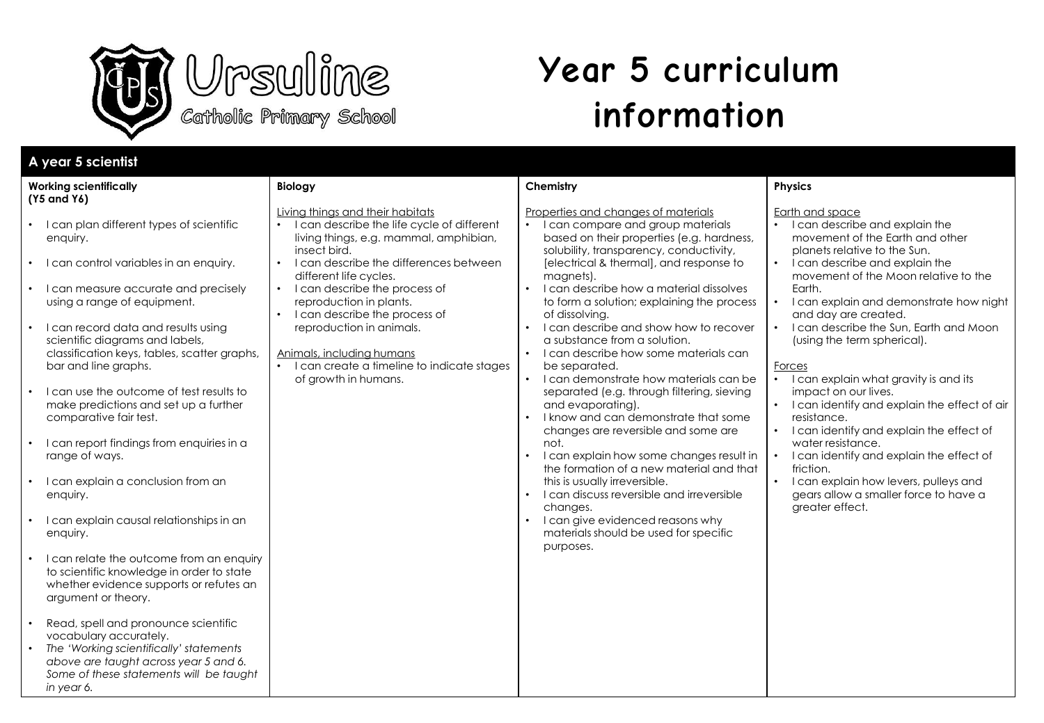# Ursuline Catholic Primary School

# Year 5 curriculum information

## A year 5 scientist

### Working scientifically (Y5 and Y6)

- I can plan different types of scientific enquiry.
- I can control variables in an enquiry.
- I can measure accurate and precisely using a range of equipment.
- I can record data and results using scientific diagrams and labels, classification keys, tables, scatter graphs, bar and line graphs.
- I can use the outcome of test results to make predictions and set up a further comparative fair test.
- I can report findings from enquiries in a range of ways.
- I can explain a conclusion from an enquiry.
- I can explain causal relationships in an enquiry.
- I can relate the outcome from an enquiry to scientific knowledge in order to state whether evidence supports or refutes an argument or theory.
- Read, spell and pronounce scientific vocabulary accurately.
- *The 'Working scientifically' statements above are taught across year 5 and 6. Some of these statements will be taught in year 6.*

### Biology

Living things and their habitats

- I can describe the life cycle of different living things, e.g. mammal, amphibian, insect bird.
- I can describe the differences between different life cycles.
- I can describe the process of reproduction in plants.
- I can describe the process of reproduction in animals.

Animals, including humans

- I can create a timeline to indicate stages of growth in humans.

### Chemistry

Properties and changes of materials

- I can compare and group materials based on their properties (e.g. hardness, solubility, transparency, conductivity, [electrical & thermal], and response to magnets).
- I can describe how a material dissolves to form a solution; explaining the process of dissolving.
- I can describe and show how to recover a substance from a solution.
- I can describe how some materials can be separated.
- I can demonstrate how materials can be separated (e.g. through filtering, sieving and evaporating).
- I know and can demonstrate that some changes are reversible and some are not.
- I can explain how some changes result in the formation of a new material and that this is usually irreversible.
- I can discuss reversible and irreversible changes.
- I can give evidenced reasons why materials should be used for specific purposes.

### Physics

Earth and space

- I can describe and explain the movement of the Earth and other planets relative to the Sun.
- I can describe and explain the movement of the Moon relative to the Earth.
- I can explain and demonstrate how night and day are created.
- I can describe the Sun, Earth and Moon (using the term spherical).

Forces

- I can explain what gravity is and its impact on our lives.
- I can identify and explain the effect of air resistance.
- I can identify and explain the effect of water resistance.
- I can identify and explain the effect of friction.
- I can explain how levers, pulleys and gears allow a smaller force to have a greater effect.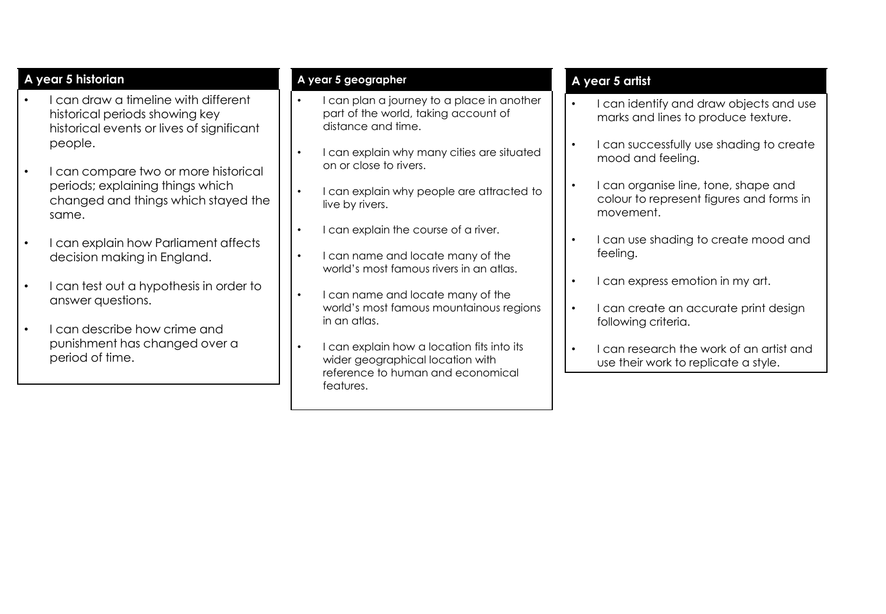## A year 5 historian

- I can draw a timeline with different historical periods showing key historical events or lives of significant people.
- I can compare two or more historical periods; explaining things which changed and things which stayed the same.
- I can explain how Parliament affects decision making in England.
- I can test out a hypothesis in order to answer questions.
- I can describe how crime and punishment has changed over a period of time.

## A year 5 geographer

- I can plan a journey to a place in another part of the world, taking account of distance and time.
- I can explain why many cities are situated on or close to rivers.
- I can explain why people are attracted to live by rivers.
- I can explain the course of a river.
- I can name and locate many of the world's most famous rivers in an atlas.
- I can name and locate many of the world's most famous mountainous regions in an atlas.
- I can explain how a location fits into its wider geographical location with reference to human and economical features.

## A year 5 artist

- I can identify and draw objects and use marks and lines to produce texture.
- I can successfully use shading to create mood and feeling.
- I can organise line, tone, shape and colour to represent figures and forms in movement.
- I can use shading to create mood and feeling.
- I can express emotion in my art.
- I can create an accurate print design following criteria.
- I can research the work of an artist and use their work to replicate a style.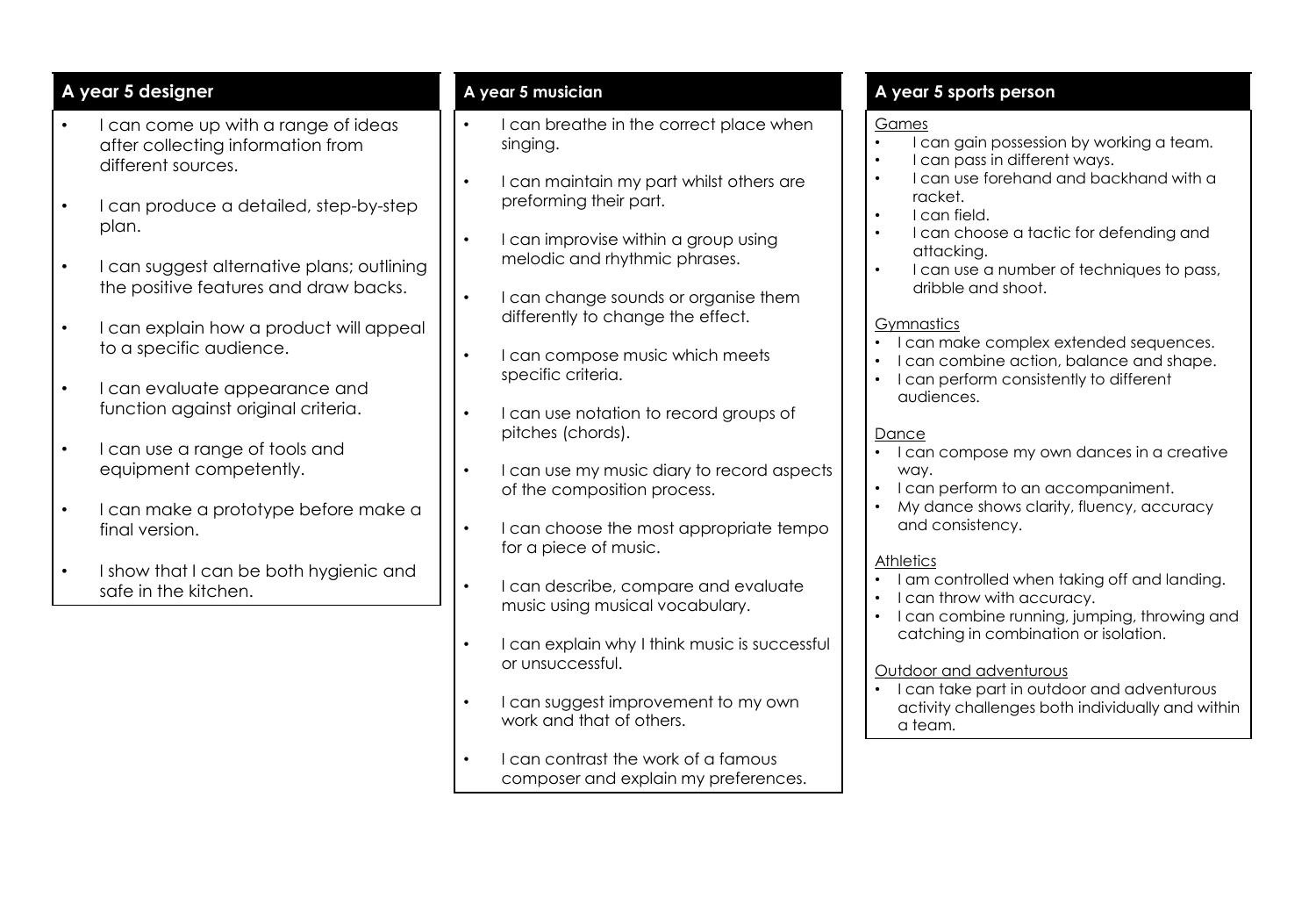## A year 5 designer

- I can come up with a range of ideas after collecting information from different sources.
- I can produce a detailed, step-by-step plan.
- I can suggest alternative plans; outlining the positive features and draw backs.
- I can explain how a product will appeal to a specific audience.
- I can evaluate appearance and function against original criteria.
- I can use a range of tools and equipment competently.
- I can make a prototype before make a final version.
- I show that I can be both hygienic and safe in the kitchen.

## A year 5 musician

- I can breathe in the correct place when singing.
- I can maintain my part whilst others are preforming their part.
- I can improvise within a group using melodic and rhythmic phrases.
- I can change sounds or organise them differently to change the effect.
- I can compose music which meets specific criteria.
- I can use notation to record groups of pitches (chords).
- I can use my music diary to record aspects of the composition process.
- I can choose the most appropriate tempo for a piece of music.
- I can describe, compare and evaluate music using musical vocabulary.
- I can explain why I think music is successful or unsuccessful.
- I can suggest improvement to my own work and that of others.
- I can contrast the work of a famous composer and explain my preferences.

## A year 5 sports person

<u>Games</u>

- I can gain possession by working a team.
- I can pass in different ways.
- I can use forehand and backhand with a racket.
- I can field.
- I can choose a tactic for defending and attacking.
- I can use a number of techniques to pass, dribble and shoot.

<u>Gymnastics</u>

- I can make complex extended sequences.
- I can combine action, balance and shape.
- I can perform consistently to different audiences.

<u>Dance</u>

- I can compose my own dances in a creative way.
- I can perform to an accompaniment.
- My dance shows clarity, fluency, accuracy and consistency.

<u>Athletics</u>

- I am controlled when taking off and landing.
- I can throw with accuracy.
- I can combine running, jumping, throwing and catching in combination or isolation.

<u>Outdoor and adventurous</u>

- I can take part in outdoor and adventurous activity challenges both individually and within a team.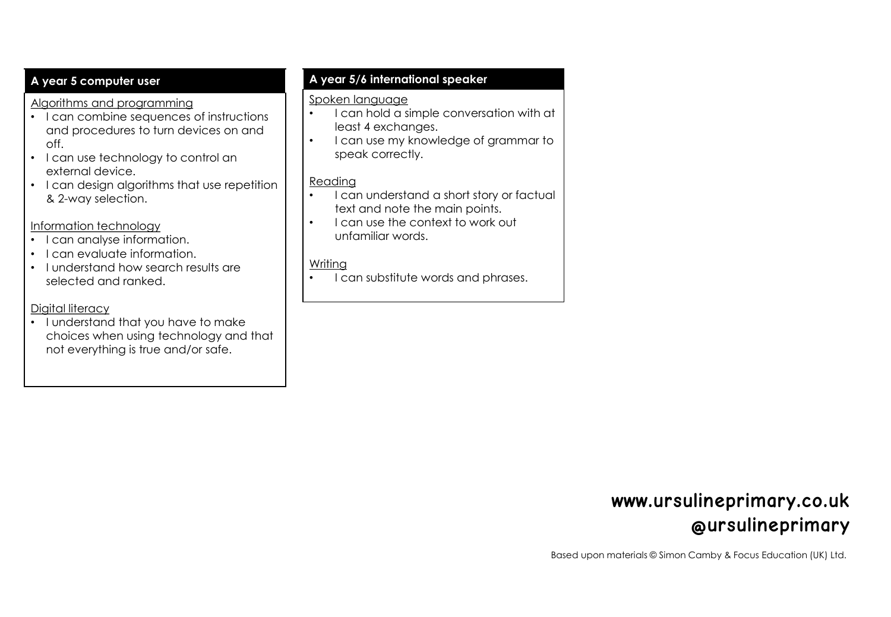## A year 5 computer user

Algorithms and programming

- I can combine sequences of instructions and procedures to turn devices on and off.
- I can use technology to control an external device.
- I can design algorithms that use repetition & 2-way selection.

Information technology

- I can analyse information.
- I can evaluate information.
- I understand how search results are selected and ranked.

Digital literacy

- I understand that you have to make choices when using technology and that not everything is true and/or safe.

## A year 5/6 international speaker

Spoken language

- I can hold a simple conversation with at least 4 exchanges.
- I can use my knowledge of grammar to speak correctly.

Reading

- I can understand a short story or factual text and note the main points.
- I can use the context to work out unfamiliar words.

Writing

- I can substitute words and phrases.

**www.ursulineprimary.co.uk**
**@ursulineprimary**

Based upon materials © Simon Camby & Focus Education (UK) Ltd.